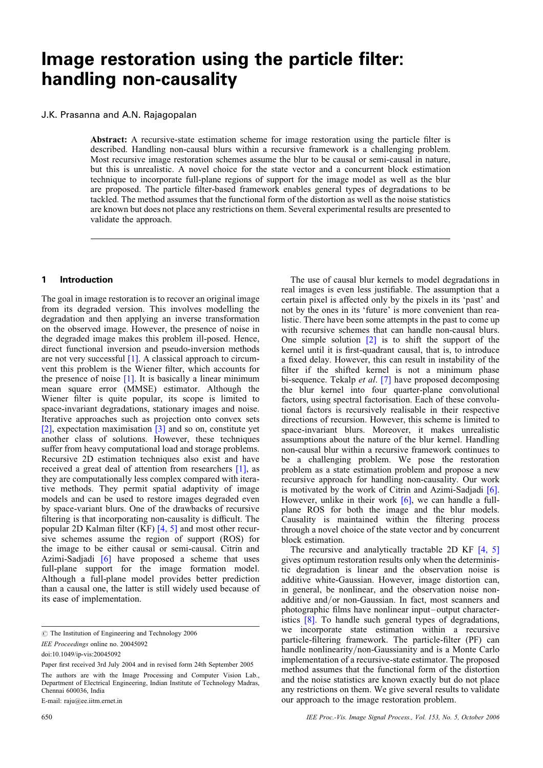# Image restoration using the particle filter: handling non-causality

J.K. Prasanna and A.N. Rajagopalan

**Abstract:** A recursive-state estimation scheme for image restoration using the particle filter is described. Handling non-causal blurs within a recursive framework is a challenging problem. Most recursive image restoration schemes assume the blur to be causal or semi-causal in nature, but this is unrealistic. A novel choice for the state vector and a concurrent block estimation technique to incorporate full-plane regions of support for the image model as well as the blur are proposed. The particle filter-based framework enables general types of degradations to be tackled. The method assumes that the functional form of the distortion as well as the noise statistics are known but does not place any restrictions on them. Several experimental results are presented to validate the approach.

## 1 Introduction

The goal in image restoration is to recover an original image from its degraded version. This involves modelling the degradation and then applying an inverse transformation on the observed image. However, the presence of noise in the degraded image makes this problem ill-posed. Hence, direct functional inversion and pseudo-inversion methods are not very successful [1]. A classical approach to circumvent this problem is the Wiener filter, which accounts for the presence of noise [1]. It is basically a linear minimum mean square error (MMSE) estimator. Although the Wiener filter is quite popular, its scope is limited to space-invariant degradations, stationary images and noise. Iterative approaches such as projection onto convex sets [2], expectation maximisation [3] and so on, constitute yet another class of solutions. However, these techniques suffer from heavy computational load and storage problems. Recursive 2D estimation techniques also exist and have received a great deal of attention from researchers [1], as they are computationally less complex compared with iterative methods. They permit spatial adaptivity of image models and can be used to restore images degraded even by space-variant blurs. One of the drawbacks of recursive filtering is that incorporating non-causality is difficult. The popular 2D Kalman filter (KF) [4, 5] and most other recursive schemes assume the region of support (ROS) for the image to be either causal or semi-causal. Citrin and Azimi-Sadjadi [6] have proposed a scheme that uses full-plane support for the image formation model. Although a full-plane model provides better prediction than a causal one, the latter is still widely used because of its ease of implementation.

The use of causal blur kernels to model degradations in real images is even less justifiable. The assumption that a certain pixel is affected only by the pixels in its 'past' and not by the ones in its 'future' is more convenient than realistic. There have been some attempts in the past to come up with recursive schemes that can handle non-causal blurs. One simple solution [2] is to shift the support of the kernel until it is first-quadrant causal, that is, to introduce a fixed delay. However, this can result in instability of the filter if the shifted kernel is not a minimum phase bi-sequence. Tekalp *et al*. [7] have proposed decomposing the blur kernel into four quarter-plane convolutional factors, using spectral factorisation. Each of these convolutional factors is recursively realisable in their respective directions of recursion. However, this scheme is limited to space-invariant blurs. Moreover, it makes unrealistic assumptions about the nature of the blur kernel. Handling non-causal blur within a recursive framework continues to be a challenging problem. We pose the restoration problem as a state estimation problem and propose a new recursive approach for handling non-causality. Our work is motivated by the work of Citrin and Azimi-Sadjadi [6]. However, unlike in their work [6], we can handle a full-plane ROS for both the image and the blur models. Causality is maintained within the filtering process through a novel choice of the state vector and by concurrent block estimation.

The recursive and analytically tractable 2D KF [4, 5] gives optimum restoration results only when the deterministic degradation is linear and the observation noise is additive white-Gaussian. However, image distortion can, in general, be nonlinear, and the observation noise non-additive and/or non-Gaussian. In fact, most scanners and photographic films have nonlinear input–output characteristics [8]. To handle such general types of degradations, we incorporate state estimation within a recursive particle-filtering framework. The particle-filter (PF) can handle nonlinearity/non-Gaussianity and is a Monte Carlo implementation of a recursive-state estimator. The proposed method assumes that the functional form of the distortion and the noise statistics are known exactly but do not place any restrictions on them. We give several results to validate our approach to the image restoration problem.

© The Institution of Engineering and Technology 2006

*IEE Proceedings* online no. 20045092

doi:10.1049/ip-vis:20045092

Paper first received 3rd July 2004 and in revised form 24th September 2005

The authors are with the Image Processing and Computer Vision Lab., Department of Electrical Engineering, Indian Institute of Technology Madras, Chennai 600036, India

E-mail: raju@ee.iitm.ernet.in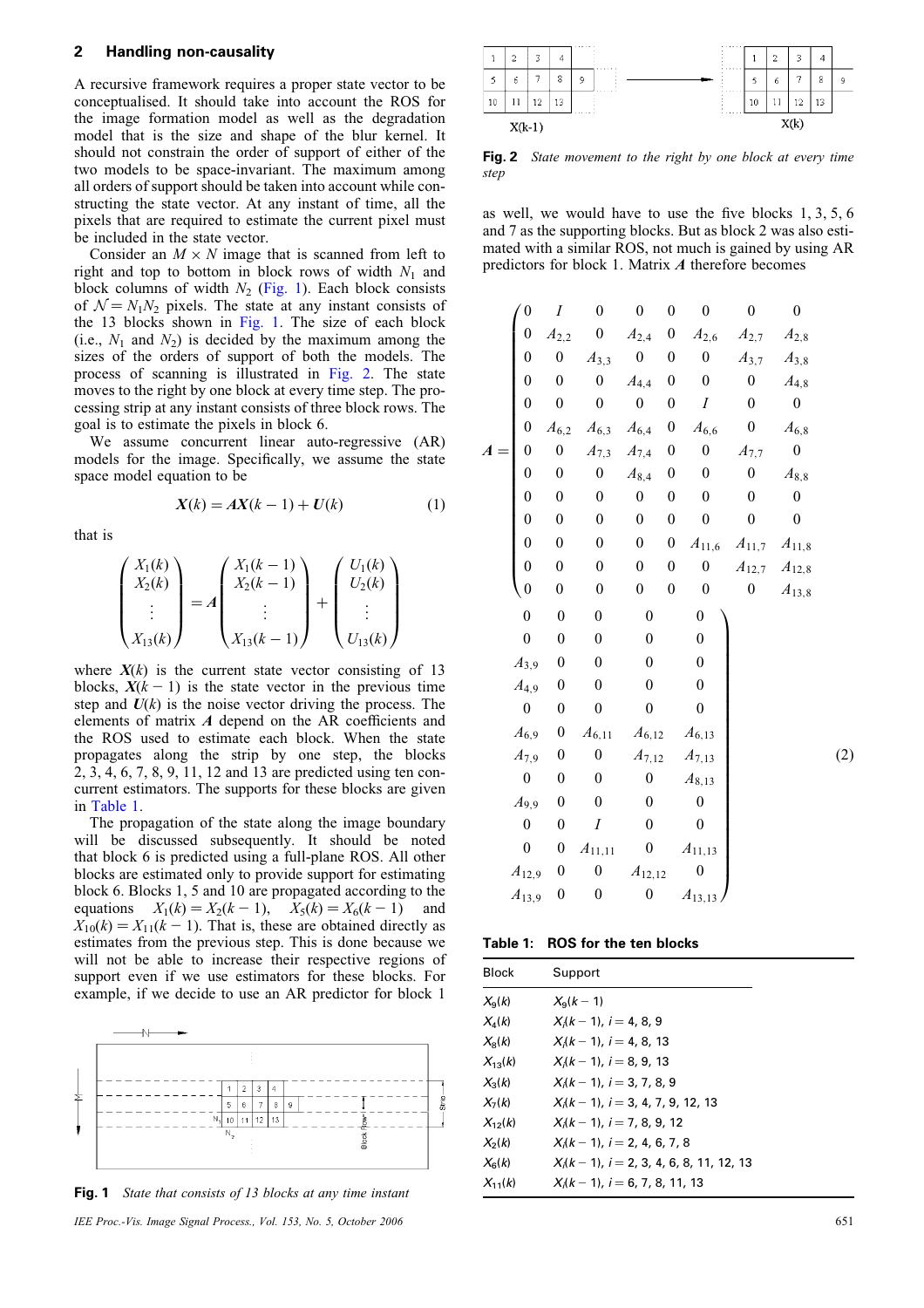## 2 Handling non-causality

A recursive framework requires a proper state vector to be conceptualised. It should take into account the ROS for the image formation model as well as the degradation model that is the size and shape of the blur kernel. It should not constrain the order of support of either of the two models to be space-invariant. The maximum among all orders of support should be taken into account while constructing the state vector. At any instant of time, all the pixels that are required to estimate the current pixel must be included in the state vector.

Consider an $M \times N$ image that is scanned from left to right and top to bottom in block rows of width $N_1$ and block columns of width $N_2$ (Fig. 1). Each block consists of $\mathcal{N} = N_1 N_2$ pixels. The state at any instant consists of the 13 blocks shown in Fig. 1. The size of each block (i.e., $N_1$ and $N_2$) is decided by the maximum among the sizes of the orders of support of both the models. The process of scanning is illustrated in Fig. 2. The state moves to the right by one block at every time step. The processing strip at any instant consists of three block rows. The goal is to estimate the pixels in block 6.

We assume concurrent linear auto-regressive (AR) models for the image. Specifically, we assume the state space model equation to be

$$\boldsymbol{X}(k) = \boldsymbol{A}\boldsymbol{X}(k-1) + \boldsymbol{U}(k) \tag{1}$$

that is

$$\begin{pmatrix} X_1(k) \\ X_2(k) \\ \vdots \\ X_{13}(k) \end{pmatrix} = \boldsymbol{A} \begin{pmatrix} X_1(k-1) \\ X_2(k-1) \\ \vdots \\ X_{13}(k-1) \end{pmatrix} + \begin{pmatrix} U_1(k) \\ U_2(k) \\ \vdots \\ U_{13}(k) \end{pmatrix}$$

where $\boldsymbol{X}(k)$ is the current state vector consisting of 13 blocks, $\boldsymbol{X}(k-1)$ is the state vector in the previous time step and $\boldsymbol{U}(k)$ is the noise vector driving the process. The elements of matrix $\boldsymbol{A}$ depend on the AR coefficients and the ROS used to estimate each block. When the state propagates along the strip by one step, the blocks 2, 3, 4, 6, 7, 8, 9, 11, 12 and 13 are predicted using ten concurrent estimators. The supports for these blocks are given in Table 1.

The propagation of the state along the image boundary will be discussed subsequently. It should be noted that block 6 is predicted using a full-plane ROS. All other blocks are estimated only to provide support for estimating block 6. Blocks 1, 5 and 10 are propagated according to the equations $X_1(k) = X_2(k-1)$, $X_5(k) = X_6(k-1)$ and $X_{10}(k) = X_{11}(k-1)$. That is, these are obtained directly as estimates from the previous step. This is done because we will not be able to increase their respective regions of support even if we use estimators for these blocks. For example, if we decide to use an AR predictor for block 1 as well, we would have to use the five blocks 1, 3, 5, 6 and 7 as the supporting blocks. But as block 2 was also estimated with a similar ROS, not much is gained by using AR predictors for block 1. Matrix $\boldsymbol{A}$ therefore becomes

Fig. 1 *State that consists of 13 blocks at any time instant*

Fig. 2 *State movement to the right by one block at every time step*

$$\boldsymbol{A} = \left(\begin{array}{ccccccccccccc}
0 & I & 0 & 0 & 0 & 0 & 0 & 0 & 0 & 0 & 0 & 0 & 0 \\
0 & A_{2,2} & 0 & A_{2,4} & 0 & A_{2,6} & A_{2,7} & A_{2,8} & 0 & 0 & 0 & 0 & 0 \\
0 & 0 & A_{3,3} & 0 & 0 & 0 & A_{3,7} & A_{3,8} & A_{3,9} & 0 & 0 & 0 & 0 \\
0 & 0 & 0 & A_{4,4} & 0 & 0 & 0 & A_{4,8} & A_{4,9} & 0 & 0 & 0 & 0 \\
0 & 0 & 0 & 0 & 0 & I & 0 & 0 & 0 & 0 & 0 & 0 & 0 \\
0 & A_{6,2} & A_{6,3} & A_{6,4} & 0 & A_{6,6} & 0 & A_{6,8} & A_{6,9} & 0 & A_{6,11} & A_{6,12} & A_{6,13} \\
0 & 0 & A_{7,3} & A_{7,4} & 0 & 0 & A_{7,7} & 0 & A_{7,9} & 0 & 0 & A_{7,12} & A_{7,13} \\
0 & 0 & 0 & A_{8,4} & 0 & 0 & 0 & A_{8,8} & 0 & 0 & 0 & 0 & A_{8,13} \\
0 & 0 & 0 & 0 & 0 & 0 & 0 & 0 & A_{9,9} & 0 & 0 & 0 & 0 \\
0 & 0 & 0 & 0 & 0 & 0 & 0 & 0 & 0 & 0 & I & 0 & 0 \\
0 & 0 & 0 & 0 & 0 & A_{11,6} & A_{11,7} & A_{11,8} & 0 & 0 & A_{11,11} & 0 & A_{11,13} \\
0 & 0 & 0 & 0 & 0 & 0 & A_{12,7} & A_{12,8} & A_{12,9} & 0 & 0 & A_{12,12} & 0 \\
0 & 0 & 0 & 0 & 0 & 0 & 0 & A_{13,8} & A_{13,9} & 0 & 0 & 0 & A_{13,13}
\end{array}\right) \tag{2}$$

**Table 1: ROS for the ten blocks**

| Block | Support |
|---|---|
| $X_9(k)$ | $X_9(k-1)$ |
| $X_4(k)$ | $X_i(k-1)$, $i = 4, 8, 9$ |
| $X_8(k)$ | $X_i(k-1)$, $i = 4, 8, 13$ |
| $X_{13}(k)$ | $X_i(k-1)$, $i = 8, 9, 13$ |
| $X_3(k)$ | $X_i(k-1)$, $i = 3, 7, 8, 9$ |
| $X_7(k)$ | $X_i(k-1)$, $i = 3, 4, 7, 9, 12, 13$ |
| $X_{12}(k)$ | $X_i(k-1)$, $i = 7, 8, 9, 12$ |
| $X_2(k)$ | $X_i(k-1)$, $i = 2, 4, 6, 7, 8$ |
| $X_6(k)$ | $X_i(k-1)$, $i = 2, 3, 4, 6, 8, 11, 12, 13$ |
| $X_{11}(k)$ | $X_i(k-1)$, $i = 6, 7, 8, 11, 13$ |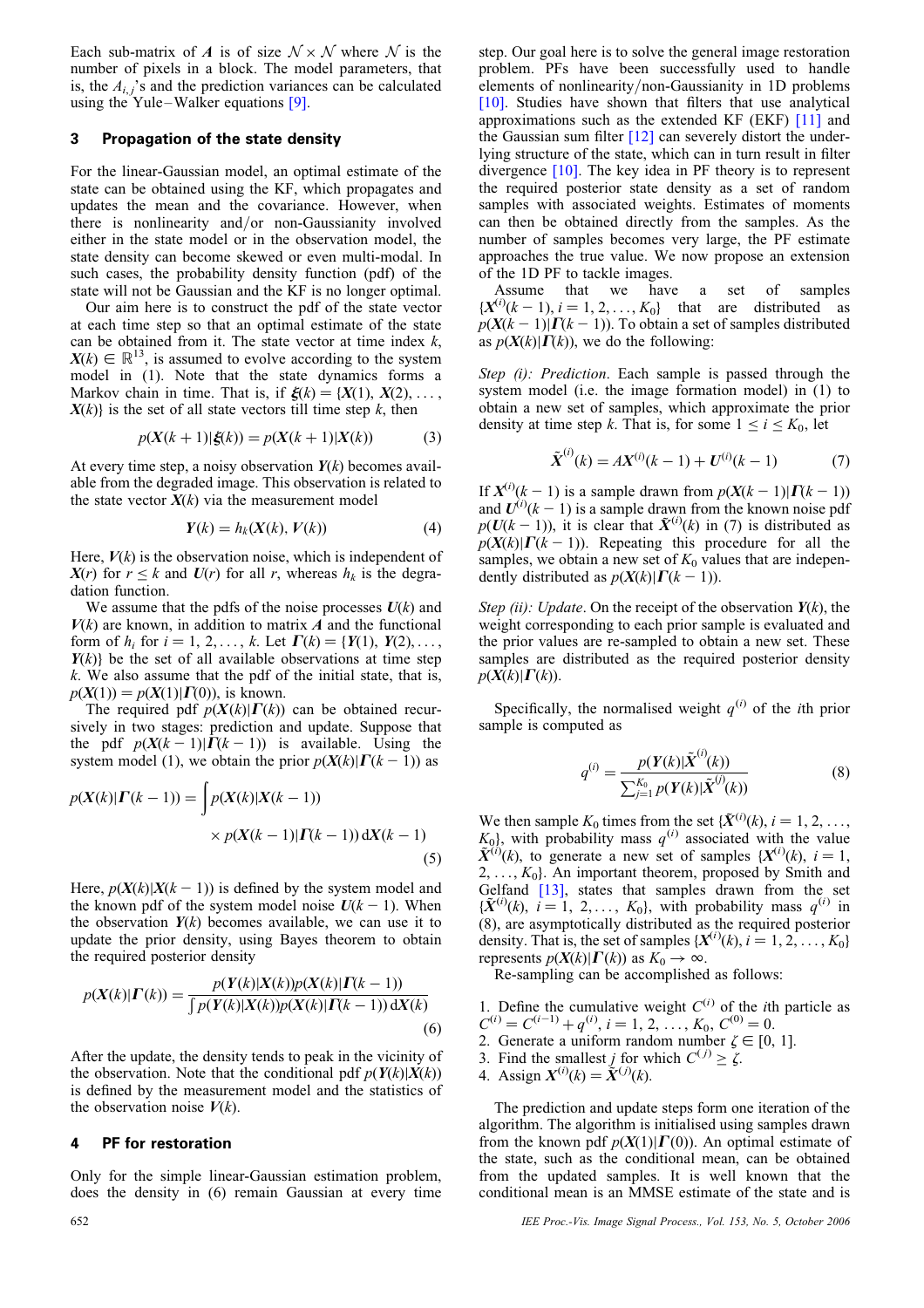Each sub-matrix of $\boldsymbol{A}$ is of size $\mathcal{N} \times \mathcal{N}$ where $\mathcal{N}$ is the number of pixels in a block. The model parameters, that is, the $A_{i,j}$'s and the prediction variances can be calculated using the Yule–Walker equations [9].

## 3 Propagation of the state density

For the linear-Gaussian model, an optimal estimate of the state can be obtained using the KF, which propagates and updates the mean and the covariance. However, when there is nonlinearity and/or non-Gaussianity involved either in the state model or in the observation model, the state density can become skewed or even multi-modal. In such cases, the probability density function (pdf) of the state will not be Gaussian and the KF is no longer optimal.

Our aim here is to construct the pdf of the state vector at each time step so that an optimal estimate of the state can be obtained from it. The state vector at time index $k$, $\boldsymbol{X}(k) \in \mathbb{R}^{13}$, is assumed to evolve according to the system model in (1). Note that the state dynamics forms a Markov chain in time. That is, if $\boldsymbol{\xi}(k) = \{\boldsymbol{X}(1), \boldsymbol{X}(2), \ldots, \boldsymbol{X}(k)\}$ is the set of all state vectors till time step $k$, then

$$p(\boldsymbol{X}(k+1)|\boldsymbol{\xi}(k)) = p(\boldsymbol{X}(k+1)|\boldsymbol{X}(k)) \tag{3}$$

At every time step, a noisy observation $\boldsymbol{Y}(k)$ becomes available from the degraded image. This observation is related to the state vector $\boldsymbol{X}(k)$ via the measurement model

$$\boldsymbol{Y}(k) = h_k(\boldsymbol{X}(k), \boldsymbol{V}(k)) \tag{4}$$

Here, $\boldsymbol{V}(k)$ is the observation noise, which is independent of $\boldsymbol{X}(r)$ for $r \leq k$ and $\boldsymbol{U}(r)$ for all $r$, whereas $h_k$ is the degradation function.

We assume that the pdfs of the noise processes $\boldsymbol{U}(k)$ and $\boldsymbol{V}(k)$ are known, in addition to matrix $\boldsymbol{A}$ and the functional form of $h_i$ for $i = 1, 2, \ldots, k$. Let $\boldsymbol{\Gamma}(k) = \{\boldsymbol{Y}(1), \boldsymbol{Y}(2), \ldots, \boldsymbol{Y}(k)\}$ be the set of all available observations at time step $k$. We also assume that the pdf of the initial state, that is, $p(\boldsymbol{X}(1)) = p(\boldsymbol{X}(1)|\boldsymbol{\Gamma}(0))$, is known.

The required pdf $p(\boldsymbol{X}(k)|\boldsymbol{\Gamma}(k))$ can be obtained recursively in two stages: prediction and update. Suppose that the pdf $p(\boldsymbol{X}(k-1)|\boldsymbol{\Gamma}(k-1))$ is available. Using the system model (1), we obtain the prior $p(\boldsymbol{X}(k)|\boldsymbol{\Gamma}(k-1))$ as

$$p(\boldsymbol{X}(k)|\boldsymbol{\Gamma}(k-1)) = \int p(\boldsymbol{X}(k)|\boldsymbol{X}(k-1)) \times p(\boldsymbol{X}(k-1)|\boldsymbol{\Gamma}(k-1))\,\mathrm{d}\boldsymbol{X}(k-1) \tag{5}$$

Here, $p(\boldsymbol{X}(k)|\boldsymbol{X}(k-1))$ is defined by the system model and the known pdf of the system model noise $\boldsymbol{U}(k-1)$. When the observation $\boldsymbol{Y}(k)$ becomes available, we can use it to update the prior density, using Bayes theorem to obtain the required posterior density

$$p(\boldsymbol{X}(k)|\boldsymbol{\Gamma}(k)) = \frac{p(\boldsymbol{Y}(k)|\boldsymbol{X}(k))p(\boldsymbol{X}(k)|\boldsymbol{\Gamma}(k-1))}{\int p(\boldsymbol{Y}(k)|\boldsymbol{X}(k))p(\boldsymbol{X}(k)|\boldsymbol{\Gamma}(k-1))\,\mathrm{d}\boldsymbol{X}(k)} \tag{6}$$

After the update, the density tends to peak in the vicinity of the observation. Note that the conditional pdf $p(\boldsymbol{Y}(k)|\boldsymbol{X}(k))$ is defined by the measurement model and the statistics of the observation noise $\boldsymbol{V}(k)$.

## 4 PF for restoration

Only for the simple linear-Gaussian estimation problem, does the density in (6) remain Gaussian at every time step. Our goal here is to solve the general image restoration problem. PFs have been successfully used to handle elements of nonlinearity/non-Gaussianity in 1D problems [10]. Studies have shown that filters that use analytical approximations such as the extended KF (EKF) [11] and the Gaussian sum filter [12] can severely distort the underlying structure of the state, which can in turn result in filter divergence [10]. The key idea in PF theory is to represent the required posterior state density as a set of random samples with associated weights. Estimates of moments can then be obtained directly from the samples. As the number of samples becomes very large, the PF estimate approaches the true value. We now propose an extension of the 1D PF to tackle images.

Assume that we have a set of samples $\{\boldsymbol{X}^{(i)}(k-1), i = 1, 2, \ldots, K_0\}$ that are distributed as $p(\boldsymbol{X}(k-1)|\boldsymbol{\Gamma}(k-1))$. To obtain a set of samples distributed as $p(\boldsymbol{X}(k)|\boldsymbol{\Gamma}(k))$, we do the following:

*Step (i): Prediction*. Each sample is passed through the system model (i.e. the image formation model) in (1) to obtain a new set of samples, which approximate the prior density at time step $k$. That is, for some $1 \leq i \leq K_0$, let

$$\tilde{\boldsymbol{X}}^{(i)}(k) = \boldsymbol{A}\boldsymbol{X}^{(i)}(k-1) + \boldsymbol{U}^{(i)}(k-1) \tag{7}$$

If $\boldsymbol{X}^{(i)}(k-1)$ is a sample drawn from $p(\boldsymbol{X}(k-1)|\boldsymbol{\Gamma}(k-1))$ and $\boldsymbol{U}^{(i)}(k-1)$ is a sample drawn from the known noise pdf $p(\boldsymbol{U}(k-1))$, it is clear that $\tilde{\boldsymbol{X}}^{(i)}(k)$ in (7) is distributed as $p(\boldsymbol{X}(k)|\boldsymbol{\Gamma}(k-1))$. Repeating this procedure for all the samples, we obtain a new set of $K_0$ values that are independently distributed as $p(\boldsymbol{X}(k)|\boldsymbol{\Gamma}(k-1))$.

*Step (ii): Update*. On the receipt of the observation $\boldsymbol{Y}(k)$, the weight corresponding to each prior sample is evaluated and the prior values are re-sampled to obtain a new set. These samples are distributed as the required posterior density $p(\boldsymbol{X}(k)|\boldsymbol{\Gamma}(k))$.

Specifically, the normalised weight $q^{(i)}$ of the $i$th prior sample is computed as

$$q^{(i)} = \frac{p(\boldsymbol{Y}(k)|\tilde{\boldsymbol{X}}^{(i)}(k))}{\sum_{j=1}^{K_0} p(\boldsymbol{Y}(k)|\tilde{\boldsymbol{X}}^{(j)}(k))} \tag{8}$$

We then sample $K_0$ times from the set $\{\tilde{\boldsymbol{X}}^{(i)}(k), i = 1, 2, \ldots, K_0\}$, with probability mass $q^{(i)}$ associated with the value $\tilde{\boldsymbol{X}}^{(i)}(k)$, to generate a new set of samples $\{\boldsymbol{X}^{(i)}(k), i = 1, 2, \ldots, K_0\}$. An important theorem, proposed by Smith and Gelfand [13], states that samples drawn from the set $\{\tilde{\boldsymbol{X}}^{(i)}(k), i = 1, 2, \ldots, K_0\}$, with probability mass $q^{(i)}$ in (8), are asymptotically distributed as the required posterior density. That is, the set of samples $\{\boldsymbol{X}^{(i)}(k), i = 1, 2, \ldots, K_0\}$ represents $p(\boldsymbol{X}(k)|\boldsymbol{\Gamma}(k))$ as $K_0 \to \infty$.

Re-sampling can be accomplished as follows:

1. Define the cumulative weight $C^{(i)}$ of the $i$th particle as $C^{(i)} = C^{(i-1)} + q^{(i)}$, $i = 1, 2, \ldots, K_0$, $C^{(0)} = 0$.
2. Generate a uniform random number $\zeta \in [0, 1]$.
3. Find the smallest $j$ for which $C^{(j)} \geq \zeta$.
4. Assign $\boldsymbol{X}^{(i)}(k) = \tilde{\boldsymbol{X}}^{(j)}(k)$.

The prediction and update steps form one iteration of the algorithm. The algorithm is initialised using samples drawn from the known pdf $p(\boldsymbol{X}(1)|\boldsymbol{\Gamma}(0))$. An optimal estimate of the state, such as the conditional mean, can be obtained from the updated samples. It is well known that the conditional mean is an MMSE estimate of the state and is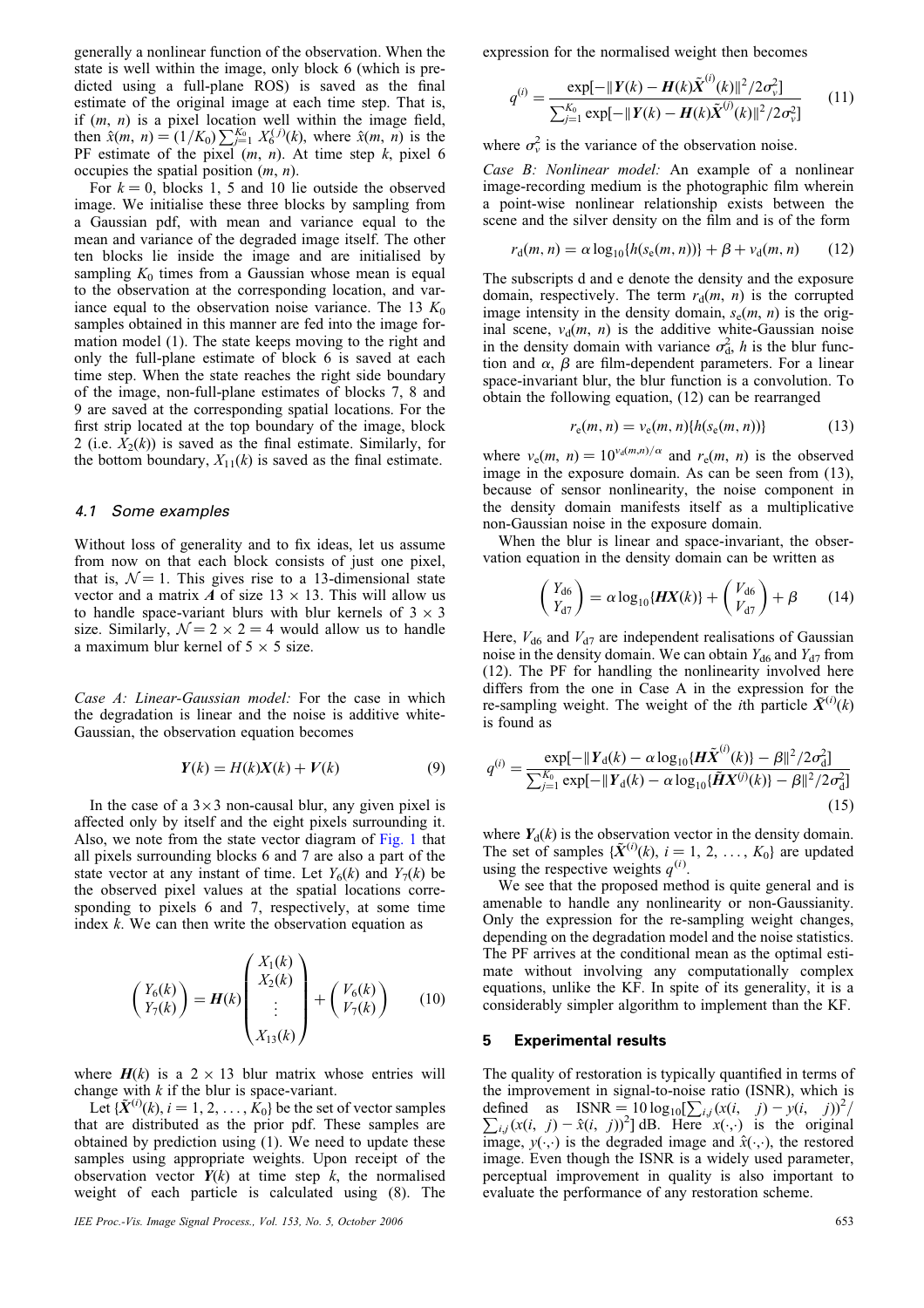generally a nonlinear function of the observation. When the state is well within the image, only block 6 (which is predicted using a full-plane ROS) is saved as the final estimate of the original image at each time step. That is, if $(m, n)$ is a pixel location well within the image field, then $\hat{x}(m, n) = (1/K_0)\sum_{j=1}^{K_0} X_6^{(j)}(k)$, where $\hat{x}(m, n)$ is the PF estimate of the pixel $(m, n)$. At time step $k$, pixel 6 occupies the spatial position $(m, n)$.

For $k = 0$, blocks 1, 5 and 10 lie outside the observed image. We initialise these three blocks by sampling from a Gaussian pdf, with mean and variance equal to the mean and variance of the degraded image itself. The other ten blocks lie inside the image and are initialised by sampling $K_0$ times from a Gaussian whose mean is equal to the observation at the corresponding location, and variance equal to the observation noise variance. The 13 $K_0$ samples obtained in this manner are fed into the image formation model (1). The state keeps moving to the right and only the full-plane estimate of block 6 is saved at each time step. When the state reaches the right side boundary of the image, non-full-plane estimates of blocks 7, 8 and 9 are saved at the corresponding spatial locations. For the first strip located at the top boundary of the image, block 2 (i.e. $X_2(k)$) is saved as the final estimate. Similarly, for the bottom boundary, $X_{11}(k)$ is saved as the final estimate.

### 4.1 Some examples

Without loss of generality and to fix ideas, let us assume from now on that each block consists of just one pixel, that is, $\mathcal{N} = 1$. This gives rise to a 13-dimensional state vector and a matrix $\boldsymbol{A}$ of size $13 \times 13$. This will allow us to handle space-variant blurs with blur kernels of $3 \times 3$ size. Similarly, $\mathcal{N} = 2 \times 2 = 4$ would allow us to handle a maximum blur kernel of $5 \times 5$ size.

*Case A: Linear-Gaussian model:* For the case in which the degradation is linear and the noise is additive white-Gaussian, the observation equation becomes

$$\boldsymbol{Y}(k) = H(k)\boldsymbol{X}(k) + \boldsymbol{V}(k) \tag{9}$$

In the case of a $3\times3$ non-causal blur, any given pixel is affected only by itself and the eight pixels surrounding it. Also, we note from the state vector diagram of Fig. 1 that all pixels surrounding blocks 6 and 7 are also a part of the state vector at any instant of time. Let $Y_6(k)$ and $Y_7(k)$ be the observed pixel values at the spatial locations corresponding to pixels 6 and 7, respectively, at some time index $k$. We can then write the observation equation as

$$\begin{pmatrix} Y_6(k) \\ Y_7(k) \end{pmatrix} = \boldsymbol{H}(k)\begin{pmatrix} X_1(k) \\ X_2(k) \\ \vdots \\ X_{13}(k) \end{pmatrix} + \begin{pmatrix} V_6(k) \\ V_7(k) \end{pmatrix} \tag{10}$$

where $\boldsymbol{H}(k)$ is a $2 \times 13$ blur matrix whose entries will change with $k$ if the blur is space-variant.

Let $\{\tilde{\boldsymbol{X}}^{(i)}(k), i = 1, 2, \ldots, K_0\}$ be the set of vector samples that are distributed as the prior pdf. These samples are obtained by prediction using (1). We need to update these samples using appropriate weights. Upon receipt of the observation vector $\boldsymbol{Y}(k)$ at time step $k$, the normalised weight of each particle is calculated using (8). The expression for the normalised weight then becomes

$$q^{(i)} = \frac{\exp[-\|\boldsymbol{Y}(k) - \boldsymbol{H}(k)\tilde{\boldsymbol{X}}^{(i)}(k)\|^2/2\sigma_v^2]}{\sum_{j=1}^{K_0}\exp[-\|\boldsymbol{Y}(k) - \boldsymbol{H}(k)\tilde{\boldsymbol{X}}^{(j)}(k)\|^2/2\sigma_v^2]} \tag{11}$$

where $\sigma_v^2$ is the variance of the observation noise.

*Case B: Nonlinear model:* An example of a nonlinear image-recording medium is the photographic film wherein a point-wise nonlinear relationship exists between the scene and the silver density on the film and is of the form

$$r_{\mathrm{d}}(m, n) = \alpha \log_{10}\{h(s_{\mathrm{e}}(m, n))\} + \beta + v_{\mathrm{d}}(m, n) \tag{12}$$

The subscripts d and e denote the density and the exposure domain, respectively. The term $r_{\mathrm{d}}(m, n)$ is the corrupted image intensity in the density domain, $s_{\mathrm{e}}(m, n)$ is the original scene, $v_{\mathrm{d}}(m, n)$ is the additive white-Gaussian noise in the density domain with variance $\sigma_{\mathrm{d}}^2$, $h$ is the blur function and $\alpha$, $\beta$ are film-dependent parameters. For a linear space-invariant blur, the blur function is a convolution. To obtain the following equation, (12) can be rearranged

$$r_{\mathrm{e}}(m, n) = v_{\mathrm{e}}(m, n)\{h(s_{\mathrm{e}}(m, n))\} \tag{13}$$

where $v_{\mathrm{e}}(m, n) = 10^{v_{\mathrm{d}}(m,n)/\alpha}$ and $r_{\mathrm{e}}(m, n)$ is the observed image in the exposure domain. As can be seen from (13), because of sensor nonlinearity, the noise component in the density domain manifests itself as a multiplicative non-Gaussian noise in the exposure domain.

When the blur is linear and space-invariant, the observation equation in the density domain can be written as

$$\begin{pmatrix} Y_{\mathrm{d}6} \\ Y_{\mathrm{d}7} \end{pmatrix} = \alpha \log_{10}\{\boldsymbol{H}\boldsymbol{X}(k)\} + \begin{pmatrix} V_{\mathrm{d}6} \\ V_{\mathrm{d}7} \end{pmatrix} + \beta \tag{14}$$

Here, $V_{\mathrm{d}6}$ and $V_{\mathrm{d}7}$ are independent realisations of Gaussian noise in the density domain. We can obtain $Y_{\mathrm{d}6}$ and $Y_{\mathrm{d}7}$ from (12). The PF for handling the nonlinearity involved here differs from the one in Case A in the expression for the re-sampling weight. The weight of the $i$th particle $\tilde{\boldsymbol{X}}^{(i)}(k)$ is found as

$$q^{(i)} = \frac{\exp[-\|\boldsymbol{Y}_{\mathrm{d}}(k) - \alpha \log_{10}\{\boldsymbol{H}\tilde{\boldsymbol{X}}^{(i)}(k)\} - \beta\|^2/2\sigma_{\mathrm{d}}^2]}{\sum_{j=1}^{K_0}\exp[-\|\boldsymbol{Y}_{\mathrm{d}}(k) - \alpha \log_{10}\{\tilde{\boldsymbol{H}}\boldsymbol{X}^{(j)}(k)\} - \beta\|^2/2\sigma_{\mathrm{d}}^2]} \tag{15}$$

where $\boldsymbol{Y}_{\mathrm{d}}(k)$ is the observation vector in the density domain. The set of samples $\{\tilde{\boldsymbol{X}}^{(i)}(k), i = 1, 2, \ldots, K_0\}$ are updated using the respective weights $q^{(i)}$.

We see that the proposed method is quite general and is amenable to handle any nonlinearity or non-Gaussianity. Only the expression for the re-sampling weight changes, depending on the degradation model and the noise statistics. The PF arrives at the conditional mean as the optimal estimate without involving any computationally complex equations, unlike the KF. In spite of its generality, it is a considerably simpler algorithm to implement than the KF.

## 5 Experimental results

The quality of restoration is typically quantified in terms of the improvement in signal-to-noise ratio (ISNR), which is defined as $\mathrm{ISNR} = 10\log_{10}[\sum_{i,j}(x(i, j) - y(i, j))^2 / \sum_{i,j}(x(i, j) - \hat{x}(i, j))^2]$ dB. Here $x(\cdot,\cdot)$ is the original image, $y(\cdot,\cdot)$ is the degraded image and $\hat{x}(\cdot,\cdot)$, the restored image. Even though the ISNR is a widely used parameter, perceptual improvement in quality is also important to evaluate the performance of any restoration scheme.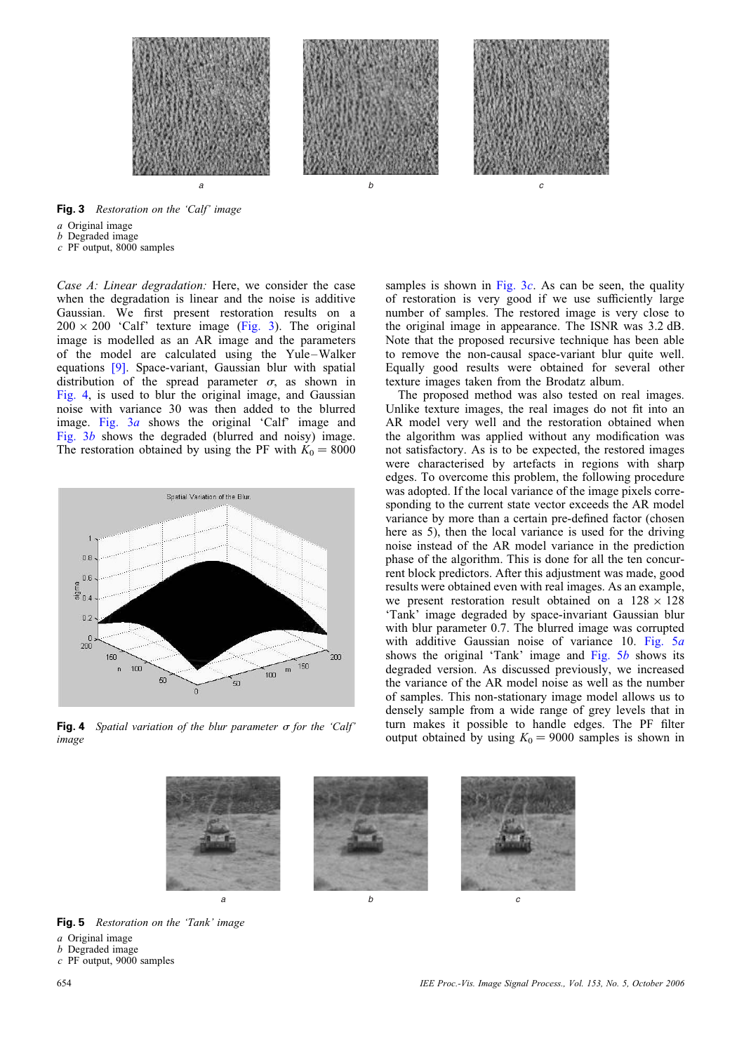**Fig. 3** *Restoration on the 'Calf' image*

*a* Original image
*b* Degraded image
*c* PF output, 8000 samples

*Case A: Linear degradation:* Here, we consider the case when the degradation is linear and the noise is additive Gaussian. We first present restoration results on a $200 \times 200$ 'Calf' texture image (Fig. 3). The original image is modelled as an AR image and the parameters of the model are calculated using the Yule–Walker equations [9]. Space-variant, Gaussian blur with spatial distribution of the spread parameter $\sigma$, as shown in Fig. 4, is used to blur the original image, and Gaussian noise with variance 30 was then added to the blurred image. Fig. 3*a* shows the original 'Calf' image and Fig. 3*b* shows the degraded (blurred and noisy) image. The restoration obtained by using the PF with $K_0 = 8000$ samples is shown in Fig. 3*c*. As can be seen, the quality of restoration is very good if we use sufficiently large number of samples. The restored image is very close to the original image in appearance. The ISNR was 3.2 dB. Note that the proposed recursive technique has been able to remove the non-causal space-variant blur quite well. Equally good results were obtained for several other texture images taken from the Brodatz album.

**Fig. 4** *Spatial variation of the blur parameter $\sigma$ for the 'Calf' image*

The proposed method was also tested on real images. Unlike texture images, the real images do not fit into an AR model very well and the restoration obtained when the algorithm was applied without any modification was not satisfactory. As is to be expected, the restored images were characterised by artefacts in regions with sharp edges. To overcome this problem, the following procedure was adopted. If the local variance of the image pixels corresponding to the current state vector exceeds the AR model variance by more than a certain pre-defined factor (chosen here as 5), then the local variance is used for the driving noise instead of the AR model variance in the prediction phase of the algorithm. This is done for all the ten concurrent block predictors. After this adjustment was made, good results were obtained even with real images. As an example, we present restoration result obtained on a $128 \times 128$ 'Tank' image degraded by space-invariant Gaussian blur with blur parameter 0.7. The blurred image was corrupted with additive Gaussian noise of variance 10. Fig. 5*a* shows the original 'Tank' image and Fig. 5*b* shows its degraded version. As discussed previously, we increased the variance of the AR model noise as well as the number of samples. This non-stationary image model allows us to densely sample from a wide range of grey levels that in turn makes it possible to handle edges. The PF filter output obtained by using $K_0 = 9000$ samples is shown in

**Fig. 5** *Restoration on the 'Tank' image*

*a* Original image
*b* Degraded image
*c* PF output, 9000 samples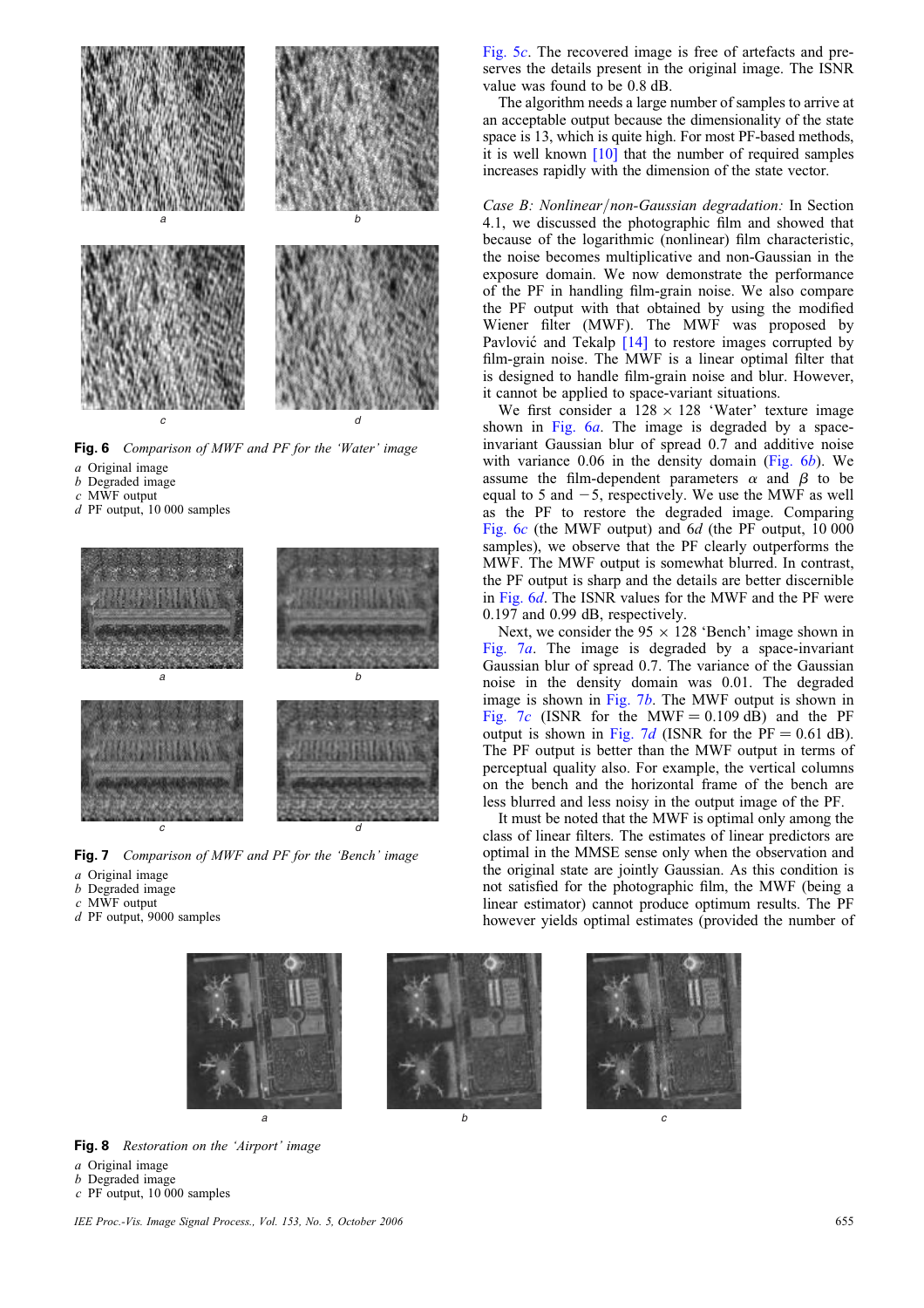Fig. 6 *Comparison of MWF and PF for the 'Water' image*

*a* Original image
*b* Degraded image
*c* MWF output
*d* PF output, 10 000 samples

Fig. 7 *Comparison of MWF and PF for the 'Bench' image*

*a* Original image
*b* Degraded image
*c* MWF output
*d* PF output, 9000 samples

Fig. 5*c*. The recovered image is free of artefacts and preserves the details present in the original image. The ISNR value was found to be 0.8 dB.

The algorithm needs a large number of samples to arrive at an acceptable output because the dimensionality of the state space is 13, which is quite high. For most PF-based methods, it is well known [10] that the number of required samples increases rapidly with the dimension of the state vector.

*Case B: Nonlinear/non-Gaussian degradation:* In Section 4.1, we discussed the photographic film and showed that because of the logarithmic (nonlinear) film characteristic, the noise becomes multiplicative and non-Gaussian in the exposure domain. We now demonstrate the performance of the PF in handling film-grain noise. We also compare the PF output with that obtained by using the modified Wiener filter (MWF). The MWF was proposed by Pavlović and Tekalp [14] to restore images corrupted by film-grain noise. The MWF is a linear optimal filter that is designed to handle film-grain noise and blur. However, it cannot be applied to space-variant situations.

We first consider a $128 \times 128$ 'Water' texture image shown in Fig. 6*a*. The image is degraded by a space-invariant Gaussian blur of spread 0.7 and additive noise with variance 0.06 in the density domain (Fig. 6*b*). We assume the film-dependent parameters $\alpha$ and $\beta$ to be equal to 5 and $-5$, respectively. We use the MWF as well as the PF to restore the degraded image. Comparing Fig. 6*c* (the MWF output) and 6*d* (the PF output, 10 000 samples), we observe that the PF clearly outperforms the MWF. The MWF output is somewhat blurred. In contrast, the PF output is sharp and the details are better discernible in Fig. 6*d*. The ISNR values for the MWF and the PF were 0.197 and 0.99 dB, respectively.

Next, we consider the $95 \times 128$ 'Bench' image shown in Fig. 7*a*. The image is degraded by a space-invariant Gaussian blur of spread 0.7. The variance of the Gaussian noise in the density domain was 0.01. The degraded image is shown in Fig. 7*b*. The MWF output is shown in Fig. 7*c* (ISNR for the MWF = 0.109 dB) and the PF output is shown in Fig. 7*d* (ISNR for the PF = 0.61 dB). The PF output is better than the MWF output in terms of perceptual quality also. For example, the vertical columns on the bench and the horizontal frame of the bench are less blurred and less noisy in the output image of the PF.

It must be noted that the MWF is optimal only among the class of linear filters. The estimates of linear predictors are optimal in the MMSE sense only when the observation and the original state are jointly Gaussian. As this condition is not satisfied for the photographic film, the MWF (being a linear estimator) cannot produce optimum results. The PF however yields optimal estimates (provided the number of

Fig. 8 *Restoration on the 'Airport' image*

*a* Original image
*b* Degraded image
*c* PF output, 10 000 samples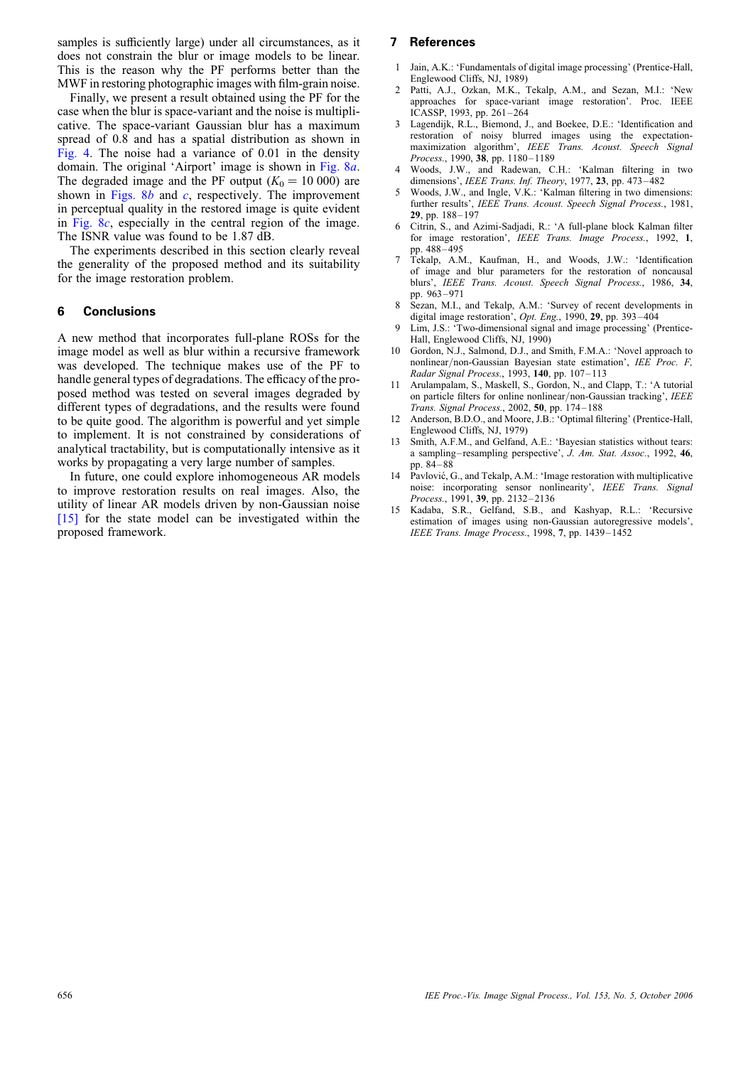samples is sufficiently large) under all circumstances, as it does not constrain the blur or image models to be linear. This is the reason why the PF performs better than the MWF in restoring photographic images with film-grain noise.

Finally, we present a result obtained using the PF for the case when the blur is space-variant and the noise is multiplicative. The space-variant Gaussian blur has a maximum spread of 0.8 and has a spatial distribution as shown in Fig. 4. The noise had a variance of 0.01 in the density domain. The original 'Airport' image is shown in Fig. 8*a*. The degraded image and the PF output ($K_0 = 10\,000$) are shown in Figs. 8*b* and *c*, respectively. The improvement in perceptual quality in the restored image is quite evident in Fig. 8*c*, especially in the central region of the image. The ISNR value was found to be 1.87 dB.

The experiments described in this section clearly reveal the generality of the proposed method and its suitability for the image restoration problem.

## 6 Conclusions

A new method that incorporates full-plane ROSs for the image model as well as blur within a recursive framework was developed. The technique makes use of the PF to handle general types of degradations. The efficacy of the proposed method was tested on several images degraded by different types of degradations, and the results were found to be quite good. The algorithm is powerful and yet simple to implement. It is not constrained by considerations of analytical tractability, but is computationally intensive as it works by propagating a very large number of samples.

In future, one could explore inhomogeneous AR models to improve restoration results on real images. Also, the utility of linear AR models driven by non-Gaussian noise [15] for the state model can be investigated within the proposed framework.

## 7 References

1. Jain, A.K.: 'Fundamentals of digital image processing' (Prentice-Hall, Englewood Cliffs, NJ, 1989)
2. Patti, A.J., Ozkan, M.K., Tekalp, A.M., and Sezan, M.I.: 'New approaches for space-variant image restoration'. Proc. IEEE ICASSP, 1993, pp. 261–264
3. Lagendijk, R.L., Biemond, J., and Boekee, D.E.: 'Identification and restoration of noisy blurred images using the expectation-maximization algorithm', *IEEE Trans. Acoust. Speech Signal Process.*, 1990, **38**, pp. 1180–1189
4. Woods, J.W., and Radewan, C.H.: 'Kalman filtering in two dimensions', *IEEE Trans. Inf. Theory*, 1977, **23**, pp. 473–482
5. Woods, J.W., and Ingle, V.K.: 'Kalman filtering in two dimensions: further results', *IEEE Trans. Acoust. Speech Signal Process.*, 1981, **29**, pp. 188–197
6. Citrin, S., and Azimi-Sadjadi, R.: 'A full-plane block Kalman filter for image restoration', *IEEE Trans. Image Process.*, 1992, **1**, pp. 488–495
7. Tekalp, A.M., Kaufman, H., and Woods, J.W.: 'Identification of image and blur parameters for the restoration of noncausal blurs', *IEEE Trans. Acoust. Speech Signal Process.*, 1986, **34**, pp. 963–971
8. Sezan, M.I., and Tekalp, A.M.: 'Survey of recent developments in digital image restoration', *Opt. Eng.*, 1990, **29**, pp. 393–404
9. Lim, J.S.: 'Two-dimensional signal and image processing' (Prentice-Hall, Englewood Cliffs, NJ, 1990)
10. Gordon, N.J., Salmond, D.J., and Smith, F.M.A.: 'Novel approach to nonlinear/non-Gaussian Bayesian state estimation', *IEE Proc. F, Radar Signal Process.*, 1993, **140**, pp. 107–113
11. Arulampalam, S., Maskell, S., Gordon, N., and Clapp, T.: 'A tutorial on particle filters for online nonlinear/non-Gaussian tracking', *IEEE Trans. Signal Process.*, 2002, **50**, pp. 174–188
12. Anderson, B.D.O., and Moore, J.B.: 'Optimal filtering' (Prentice-Hall, Englewood Cliffs, NJ, 1979)
13. Smith, A.F.M., and Gelfand, A.E.: 'Bayesian statistics without tears: a sampling–resampling perspective', *J. Am. Stat. Assoc.*, 1992, **46**, pp. 84–88
14. Pavlović, G., and Tekalp, A.M.: 'Image restoration with multiplicative noise: incorporating sensor nonlinearity', *IEEE Trans. Signal Process.*, 1991, **39**, pp. 2132–2136
15. Kadaba, S.R., Gelfand, S.B., and Kashyap, R.L.: 'Recursive estimation of images using non-Gaussian autoregressive models', *IEEE Trans. Image Process.*, 1998, **7**, pp. 1439–1452